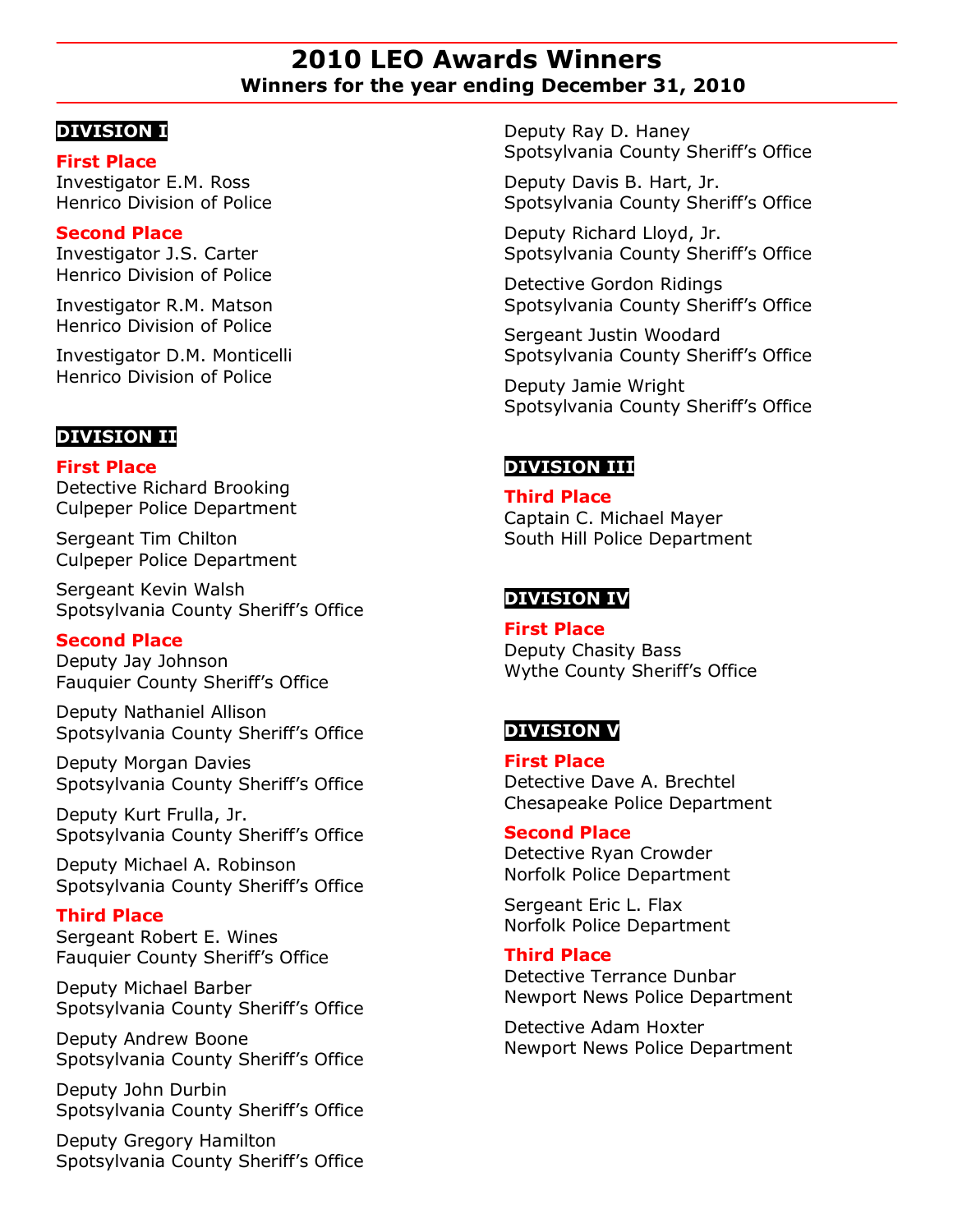# 2010 LEO Awards Winners

## Winners for the year ending December 31, 2010

### DIVISION I

**First Place**

Investigator E.M. Ross
Henrico Division of Police

**Second Place**

Investigator J.S. Carter
Henrico Division of Police

Investigator R.M. Matson
Henrico Division of Police

Investigator D.M. Monticelli
Henrico Division of Police

### DIVISION II

**First Place**

Detective Richard Brooking
Culpeper Police Department

Sergeant Tim Chilton
Culpeper Police Department

Sergeant Kevin Walsh
Spotsylvania County Sheriff's Office

**Second Place**

Deputy Jay Johnson
Fauquier County Sheriff's Office

Deputy Nathaniel Allison
Spotsylvania County Sheriff's Office

Deputy Morgan Davies
Spotsylvania County Sheriff's Office

Deputy Kurt Frulla, Jr.
Spotsylvania County Sheriff's Office

Deputy Michael A. Robinson
Spotsylvania County Sheriff's Office

**Third Place**

Sergeant Robert E. Wines
Fauquier County Sheriff's Office

Deputy Michael Barber
Spotsylvania County Sheriff's Office

Deputy Andrew Boone
Spotsylvania County Sheriff's Office

Deputy John Durbin
Spotsylvania County Sheriff's Office

Deputy Gregory Hamilton
Spotsylvania County Sheriff's Office

Deputy Ray D. Haney
Spotsylvania County Sheriff's Office

Deputy Davis B. Hart, Jr.
Spotsylvania County Sheriff's Office

Deputy Richard Lloyd, Jr.
Spotsylvania County Sheriff's Office

Detective Gordon Ridings
Spotsylvania County Sheriff's Office

Sergeant Justin Woodard
Spotsylvania County Sheriff's Office

Deputy Jamie Wright
Spotsylvania County Sheriff's Office

### DIVISION III

**Third Place**

Captain C. Michael Mayer
South Hill Police Department

### DIVISION IV

**First Place**

Deputy Chasity Bass
Wythe County Sheriff's Office

### DIVISION V

**First Place**

Detective Dave A. Brechtel
Chesapeake Police Department

**Second Place**

Detective Ryan Crowder
Norfolk Police Department

Sergeant Eric L. Flax
Norfolk Police Department

**Third Place**

Detective Terrance Dunbar
Newport News Police Department

Detective Adam Hoxter
Newport News Police Department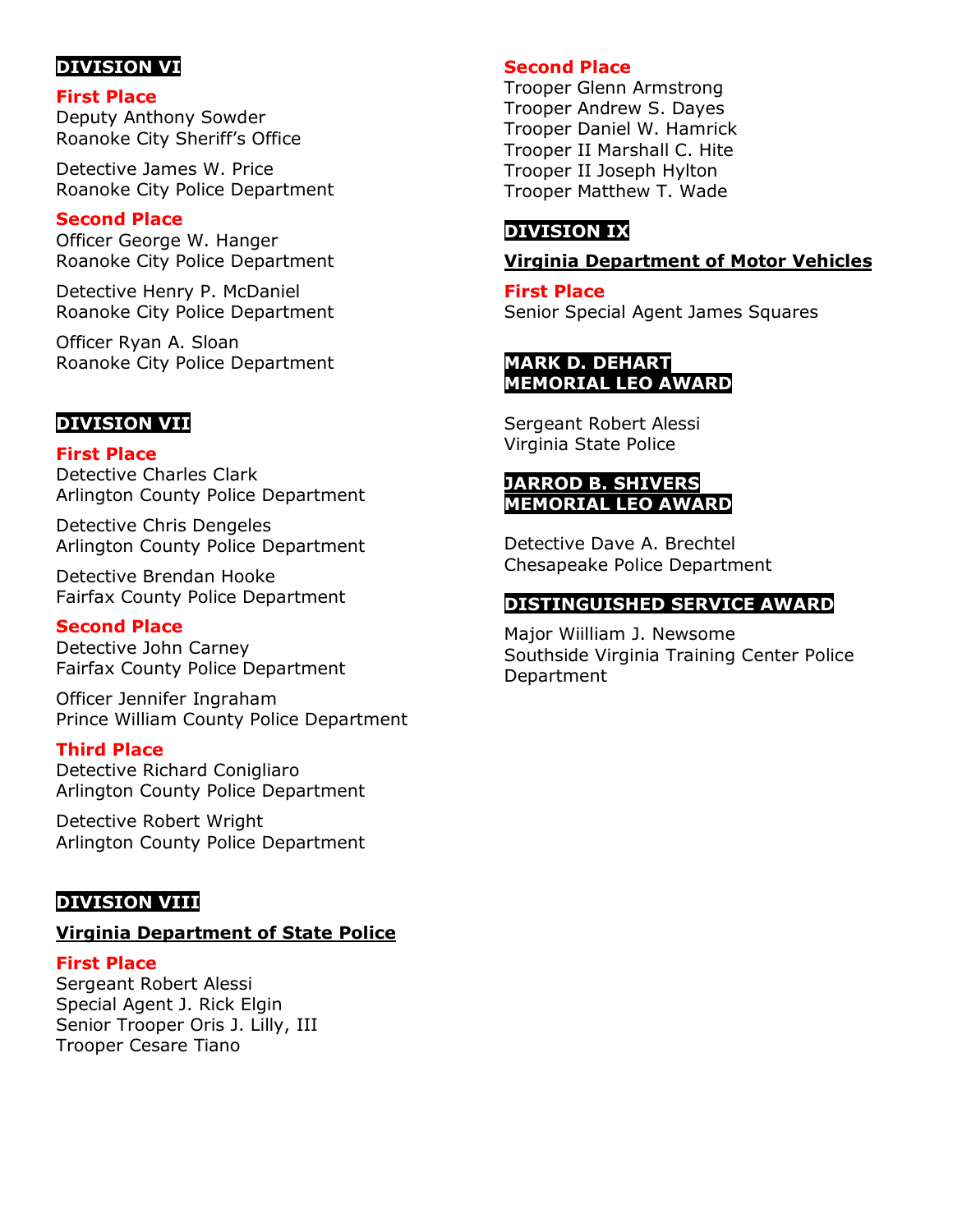## DIVISION VI

### First Place

Deputy Anthony Sowder
Roanoke City Sheriff's Office

Detective James W. Price
Roanoke City Police Department

### Second Place

Officer George W. Hanger
Roanoke City Police Department

Detective Henry P. McDaniel
Roanoke City Police Department

Officer Ryan A. Sloan
Roanoke City Police Department

## DIVISION VII

### First Place

Detective Charles Clark
Arlington County Police Department

Detective Chris Dengeles
Arlington County Police Department

Detective Brendan Hooke
Fairfax County Police Department

### Second Place

Detective John Carney
Fairfax County Police Department

Officer Jennifer Ingraham
Prince William County Police Department

### Third Place

Detective Richard Conigliaro
Arlington County Police Department

Detective Robert Wright
Arlington County Police Department

## DIVISION VIII

**Virginia Department of State Police**

### First Place

Sergeant Robert Alessi
Special Agent J. Rick Elgin
Senior Trooper Oris J. Lilly, III
Trooper Cesare Tiano

### Second Place

Trooper Glenn Armstrong
Trooper Andrew S. Dayes
Trooper Daniel W. Hamrick
Trooper II Marshall C. Hite
Trooper II Joseph Hylton
Trooper Matthew T. Wade

## DIVISION IX

**Virginia Department of Motor Vehicles**

### First Place

Senior Special Agent James Squares

## MARK D. DEHART MEMORIAL LEO AWARD

Sergeant Robert Alessi
Virginia State Police

## JARROD B. SHIVERS MEMORIAL LEO AWARD

Detective Dave A. Brechtel
Chesapeake Police Department

## DISTINGUISHED SERVICE AWARD

Major Wiilliam J. Newsome
Southside Virginia Training Center Police Department